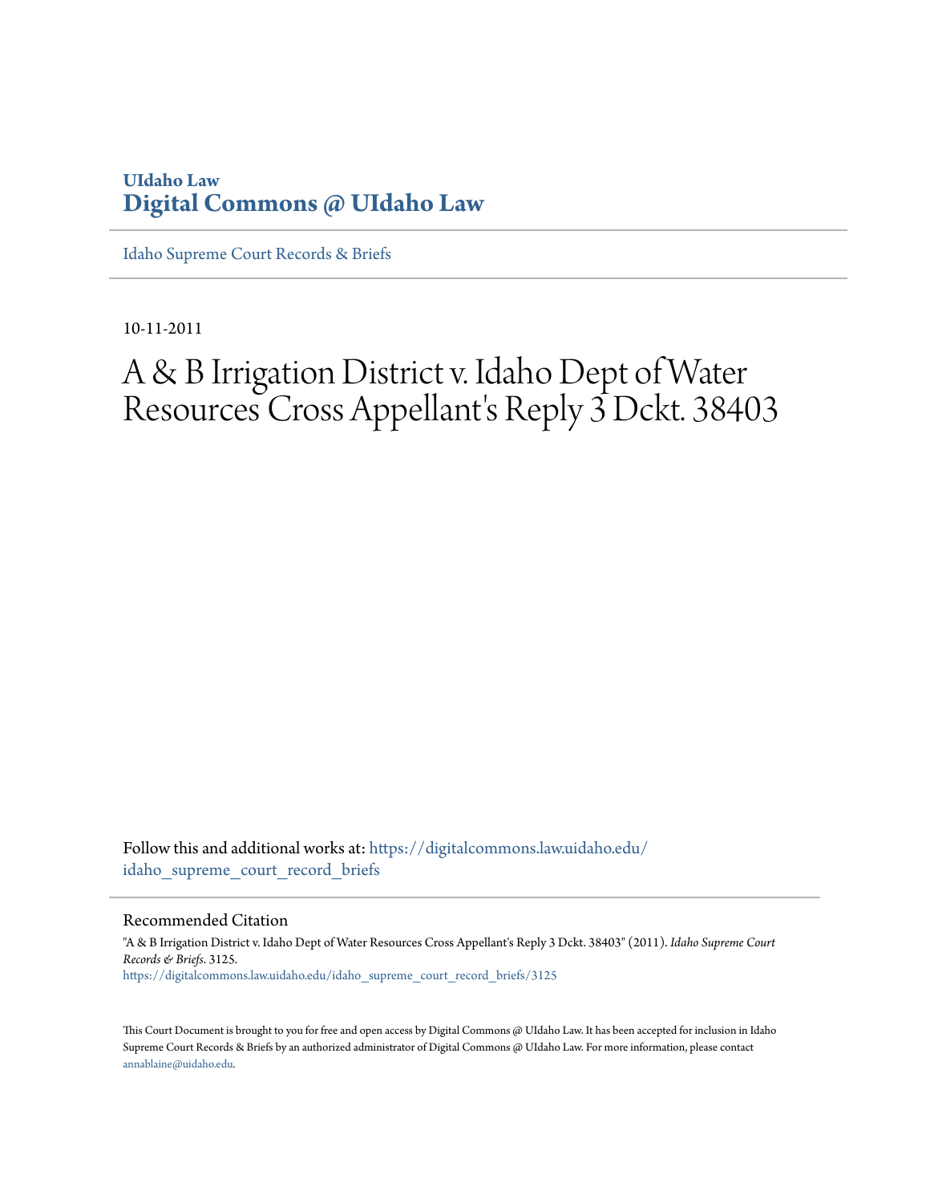**UIdaho Law**
**Digital Commons @ UIdaho Law**

Idaho Supreme Court Records & Briefs

10-11-2011

# A & B Irrigation District v. Idaho Dept of Water Resources Cross Appellant's Reply 3 Dckt. 38403

Follow this and additional works at: https://digitalcommons.law.uidaho.edu/idaho_supreme_court_record_briefs

## Recommended Citation

"A & B Irrigation District v. Idaho Dept of Water Resources Cross Appellant's Reply 3 Dckt. 38403" (2011). *Idaho Supreme Court Records & Briefs*. 3125.
https://digitalcommons.law.uidaho.edu/idaho_supreme_court_record_briefs/3125

This Court Document is brought to you for free and open access by Digital Commons @ UIdaho Law. It has been accepted for inclusion in Idaho Supreme Court Records & Briefs by an authorized administrator of Digital Commons @ UIdaho Law. For more information, please contact annablaine@uidaho.edu.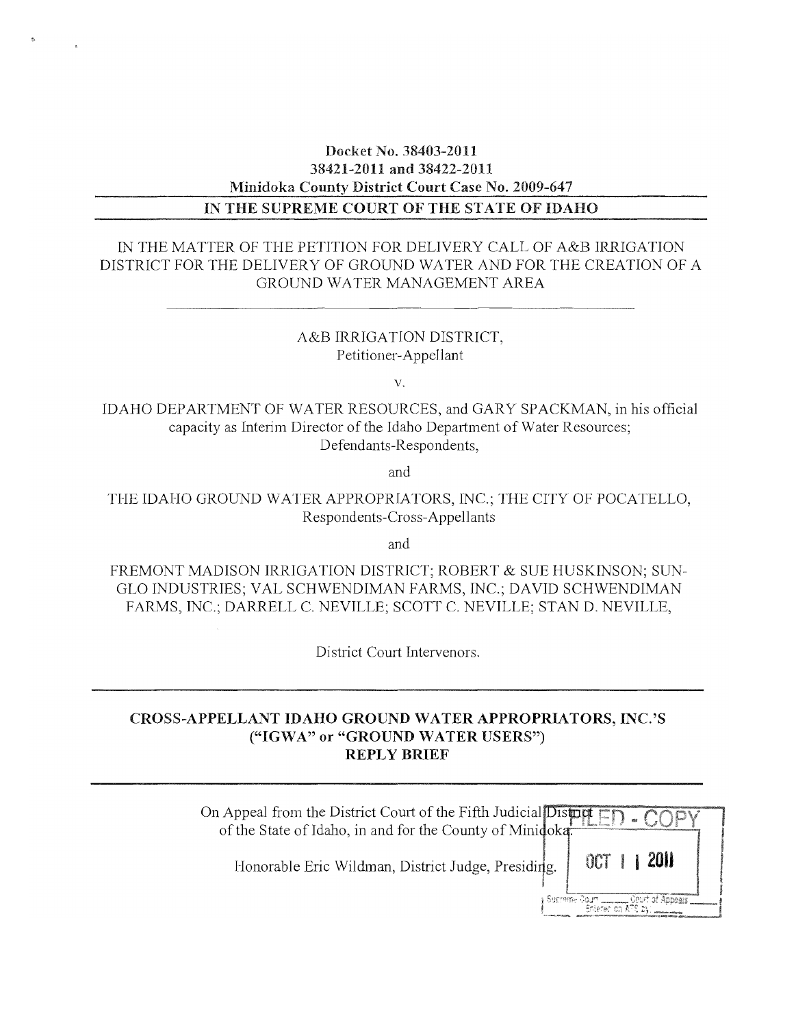Docket No. 38403-2011
38421-2011 and 38422-2011
Minidoka County District Court Case No. 2009-647

**IN THE SUPREME COURT OF THE STATE OF IDAHO**

IN THE MATTER OF THE PETITION FOR DELIVERY CALL OF A&B IRRIGATION DISTRICT FOR THE DELIVERY OF GROUND WATER AND FOR THE CREATION OF A GROUND WATER MANAGEMENT AREA

A&B IRRIGATION DISTRICT,
Petitioner-Appellant

v.

IDAHO DEPARTMENT OF WATER RESOURCES, and GARY SPACKMAN, in his official capacity as Interim Director of the Idaho Department of Water Resources;
Defendants-Respondents,

and

THE IDAHO GROUND WATER APPROPRIATORS, INC.; THE CITY OF POCATELLO,
Respondents-Cross-Appellants

and

FREMONT MADISON IRRIGATION DISTRICT; ROBERT & SUE HUSKINSON; SUN-GLO INDUSTRIES; VAL SCHWENDIMAN FARMS, INC.; DAVID SCHWENDIMAN FARMS, INC.; DARRELL C. NEVILLE; SCOTT C. NEVILLE; STAN D. NEVILLE,

District Court Intervenors.

**CROSS-APPELLANT IDAHO GROUND WATER APPROPRIATORS, INC.'S ("IGWA" or "GROUND WATER USERS") REPLY BRIEF**

On Appeal from the District Court of the Fifth Judicial District of the State of Idaho, in and for the County of Minidoka.

Honorable Eric Wildman, District Judge, Presiding.

FILED - COPY
OCT 11 2011
Supreme Court \_\_\_\_ Court of Appeals \_\_\_\_
Entered on ATS by \_\_\_\_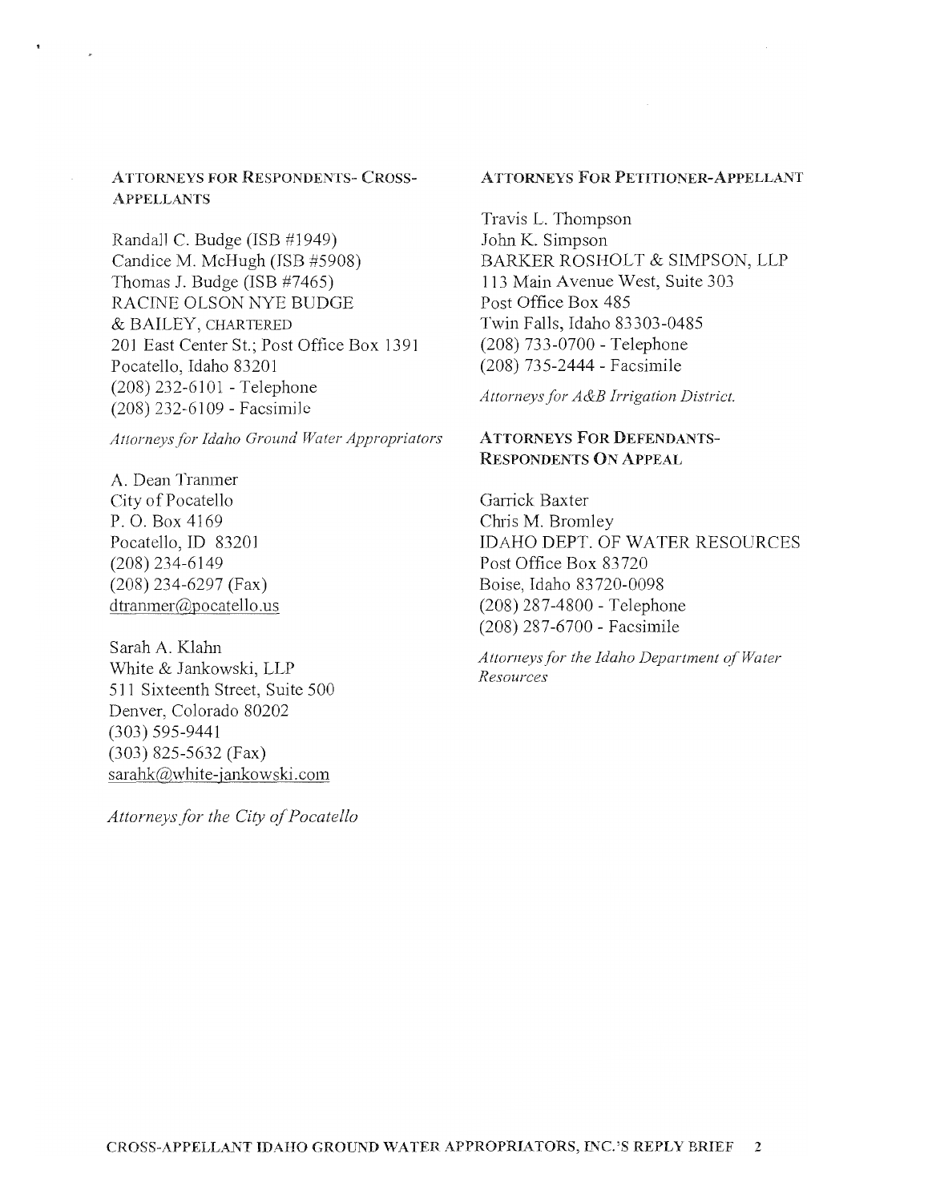**ATTORNEYS FOR RESPONDENTS- CROSS-APPELLANTS**

Randall C. Budge (ISB #1949)
Candice M. McHugh (ISB #5908)
Thomas J. Budge (ISB #7465)
RACINE OLSON NYE BUDGE
& BAILEY, CHARTERED
201 East Center St.; Post Office Box 1391
Pocatello, Idaho 83201
(208) 232-6101 - Telephone
(208) 232-6109 - Facsimile

*Attorneys for Idaho Ground Water Appropriators*

A. Dean Tranmer
City of Pocatello
P. O. Box 4169
Pocatello, ID 83201
(208) 234-6149
(208) 234-6297 (Fax)
dtranmer@pocatello.us

Sarah A. Klahn
White & Jankowski, LLP
511 Sixteenth Street, Suite 500
Denver, Colorado 80202
(303) 595-9441
(303) 825-5632 (Fax)
sarahk@white-jankowski.com

*Attorneys for the City of Pocatello*

**ATTORNEYS FOR PETITIONER-APPELLANT**

Travis L. Thompson
John K. Simpson
BARKER ROSHOLT & SIMPSON, LLP
113 Main Avenue West, Suite 303
Post Office Box 485
Twin Falls, Idaho 83303-0485
(208) 733-0700 - Telephone
(208) 735-2444 - Facsimile

*Attorneys for A&B Irrigation District.*

**ATTORNEYS FOR DEFENDANTS-RESPONDENTS ON APPEAL**

Garrick Baxter
Chris M. Bromley
IDAHO DEPT. OF WATER RESOURCES
Post Office Box 83720
Boise, Idaho 83720-0098
(208) 287-4800 - Telephone
(208) 287-6700 - Facsimile

*Attorneys for the Idaho Department of Water Resources*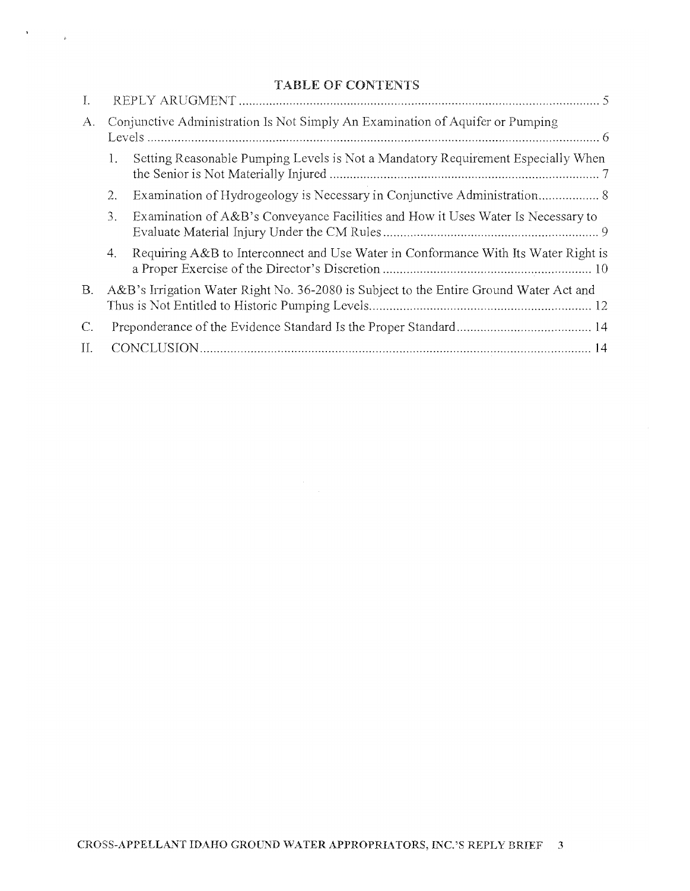## TABLE OF CONTENTS

I. REPLY ARUGMENT ..... 5

A. Conjunctive Administration Is Not Simply An Examination of Aquifer or Pumping Levels ..... 6

1. Setting Reasonable Pumping Levels is Not a Mandatory Requirement Especially When the Senior is Not Materially Injured ..... 7
2. Examination of Hydrogeology is Necessary in Conjunctive Administration ..... 8
3. Examination of A&B's Conveyance Facilities and How it Uses Water Is Necessary to Evaluate Material Injury Under the CM Rules ..... 9
4. Requiring A&B to Interconnect and Use Water in Conformance With Its Water Right is a Proper Exercise of the Director's Discretion ..... 10

B. A&B's Irrigation Water Right No. 36-2080 is Subject to the Entire Ground Water Act and Thus is Not Entitled to Historic Pumping Levels ..... 12

C. Preponderance of the Evidence Standard Is the Proper Standard ..... 14

II. CONCLUSION ..... 14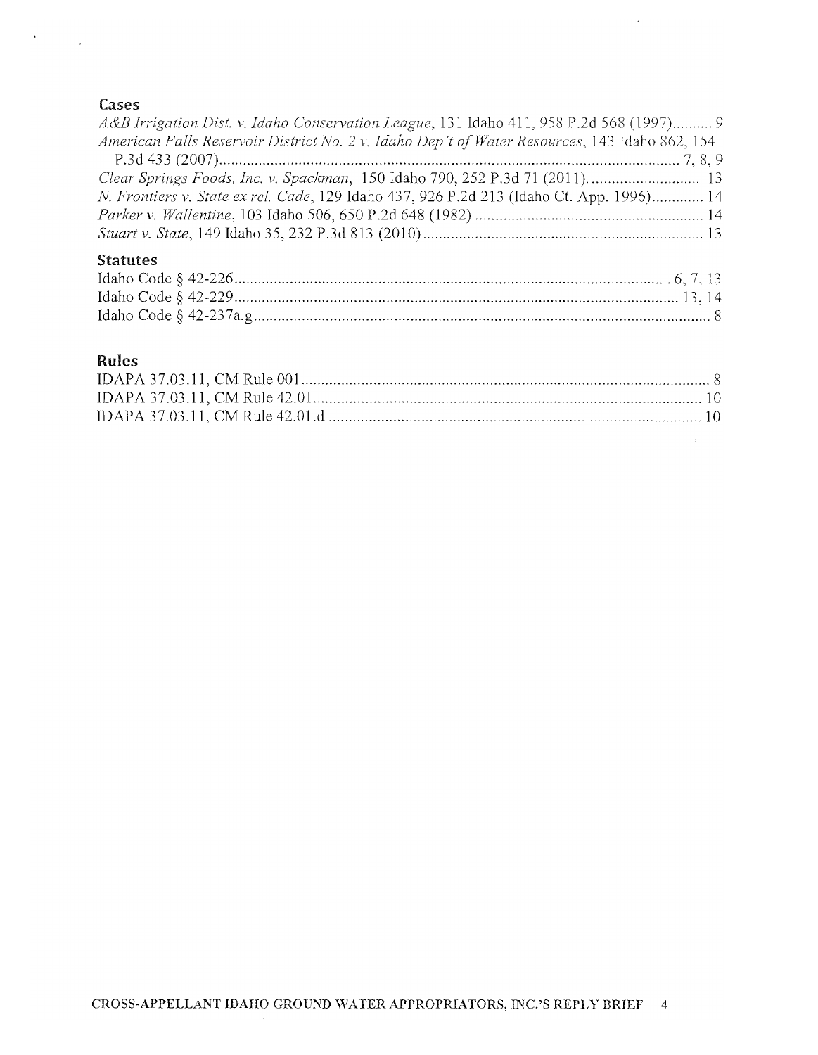## Cases

*A&B Irrigation Dist. v. Idaho Conservation League*, 131 Idaho 411, 958 P.2d 568 (1997).......... 9

*American Falls Reservoir District No. 2 v. Idaho Dep't of Water Resources*, 143 Idaho 862, 154 P.3d 433 (2007).................................................................................................................. 7, 8, 9

*Clear Springs Foods, Inc. v. Spackman*, 150 Idaho 790, 252 P.3d 71 (2011)............................ 13

*N. Frontiers v. State ex rel. Cade*, 129 Idaho 437, 926 P.2d 213 (Idaho Ct. App. 1996)............. 14

*Parker v. Wallentine*, 103 Idaho 506, 650 P.2d 648 (1982) ......................................................... 14

*Stuart v. State*, 149 Idaho 35, 232 P.3d 813 (2010)...................................................................... 13

## Statutes

Idaho Code § 42-226............................................................................................................. 6, 7, 13

Idaho Code § 42-229.............................................................................................................. 13, 14

Idaho Code § 42-237a.g.................................................................................................................. 8

## Rules

IDAPA 37.03.11, CM Rule 001...................................................................................................... 8

IDAPA 37.03.11, CM Rule 42.01................................................................................................. 10

IDAPA 37.03.11, CM Rule 42.01.d ............................................................................................. 10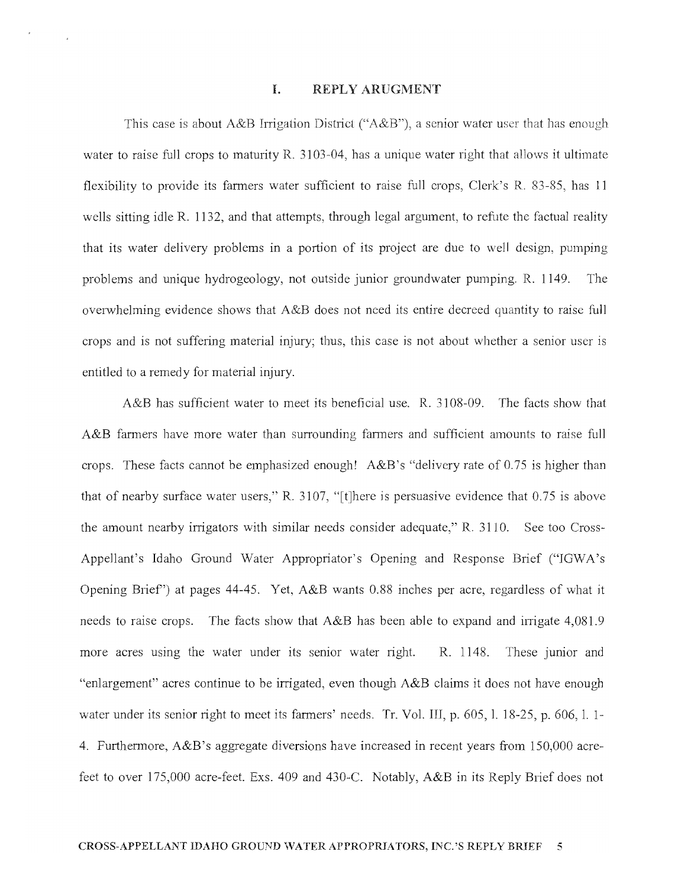## I. REPLY ARUGMENT

This case is about A&B Irrigation District ("A&B"), a senior water user that has enough water to raise full crops to maturity R. 3103-04, has a unique water right that allows it ultimate flexibility to provide its farmers water sufficient to raise full crops, Clerk's R. 83-85, has 11 wells sitting idle R. 1132, and that attempts, through legal argument, to refute the factual reality that its water delivery problems in a portion of its project are due to well design, pumping problems and unique hydrogeology, not outside junior groundwater pumping. R. 1149. The overwhelming evidence shows that A&B does not need its entire decreed quantity to raise full crops and is not suffering material injury; thus, this case is not about whether a senior user is entitled to a remedy for material injury.

A&B has sufficient water to meet its beneficial use. R. 3108-09. The facts show that A&B farmers have more water than surrounding farmers and sufficient amounts to raise full crops. These facts cannot be emphasized enough! A&B's "delivery rate of 0.75 is higher than that of nearby surface water users," R. 3107, "[t]here is persuasive evidence that 0.75 is above the amount nearby irrigators with similar needs consider adequate," R. 3110. See too Cross-Appellant's Idaho Ground Water Appropriator's Opening and Response Brief ("IGWA's Opening Brief") at pages 44-45. Yet, A&B wants 0.88 inches per acre, regardless of what it needs to raise crops. The facts show that A&B has been able to expand and irrigate 4,081.9 more acres using the water under its senior water right. R. 1148. These junior and "enlargement" acres continue to be irrigated, even though A&B claims it does not have enough water under its senior right to meet its farmers' needs. Tr. Vol. III, p. 605, l. 18-25, p. 606, l. 1-4. Furthermore, A&B's aggregate diversions have increased in recent years from 150,000 acre-feet to over 175,000 acre-feet. Exs. 409 and 430-C. Notably, A&B in its Reply Brief does not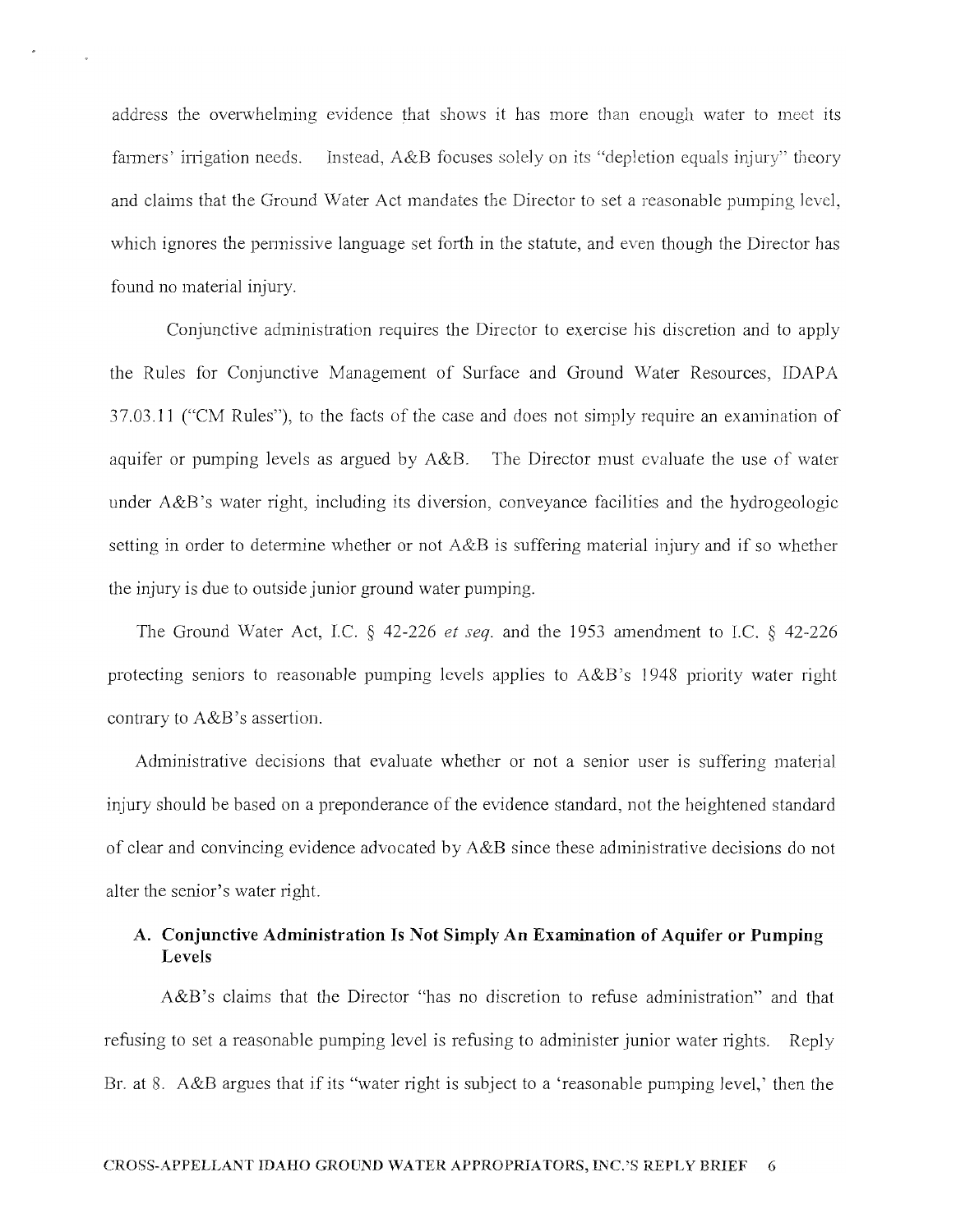address the overwhelming evidence that shows it has more than enough water to meet its farmers' irrigation needs. Instead, A&B focuses solely on its "depletion equals injury" theory and claims that the Ground Water Act mandates the Director to set a reasonable pumping level, which ignores the permissive language set forth in the statute, and even though the Director has found no material injury.

Conjunctive administration requires the Director to exercise his discretion and to apply the Rules for Conjunctive Management of Surface and Ground Water Resources, IDAPA 37.03.11 ("CM Rules"), to the facts of the case and does not simply require an examination of aquifer or pumping levels as argued by A&B. The Director must evaluate the use of water under A&B's water right, including its diversion, conveyance facilities and the hydrogeologic setting in order to determine whether or not A&B is suffering material injury and if so whether the injury is due to outside junior ground water pumping.

The Ground Water Act, I.C. § 42-226 *et seq.* and the 1953 amendment to I.C. § 42-226 protecting seniors to reasonable pumping levels applies to A&B's 1948 priority water right contrary to A&B's assertion.

Administrative decisions that evaluate whether or not a senior user is suffering material injury should be based on a preponderance of the evidence standard, not the heightened standard of clear and convincing evidence advocated by A&B since these administrative decisions do not alter the senior's water right.

## A. Conjunctive Administration Is Not Simply An Examination of Aquifer or Pumping Levels

A&B's claims that the Director "has no discretion to refuse administration" and that refusing to set a reasonable pumping level is refusing to administer junior water rights. Reply Br. at 8. A&B argues that if its "water right is subject to a 'reasonable pumping level,' then the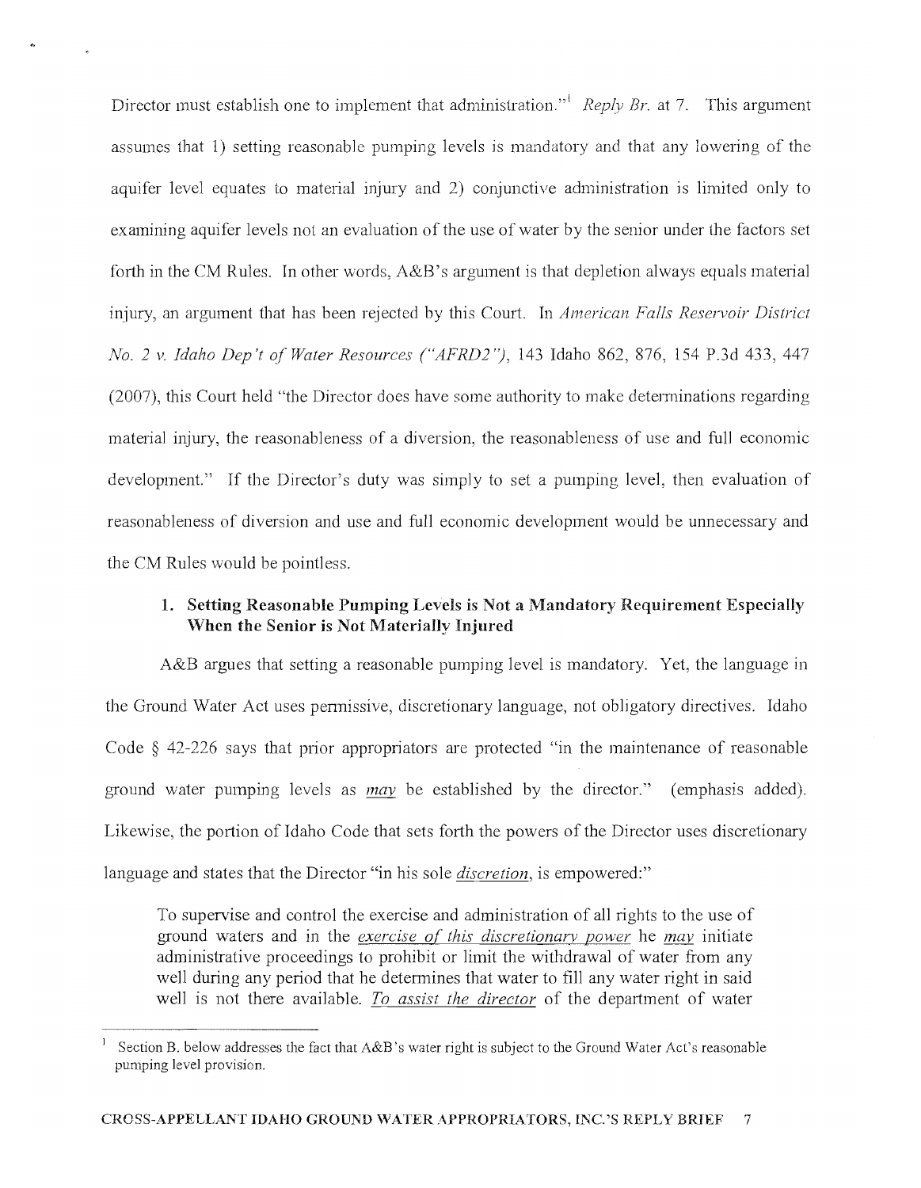Director must establish one to implement that administration."[1] *Reply Br.* at 7. This argument assumes that 1) setting reasonable pumping levels is mandatory and that any lowering of the aquifer level equates to material injury and 2) conjunctive administration is limited only to examining aquifer levels not an evaluation of the use of water by the senior under the factors set forth in the CM Rules. In other words, A&B's argument is that depletion always equals material injury, an argument that has been rejected by this Court. In *American Falls Reservoir District No. 2 v. Idaho Dep't of Water Resources ("AFRD2")*, 143 Idaho 862, 876, 154 P.3d 433, 447 (2007), this Court held "the Director does have some authority to make determinations regarding material injury, the reasonableness of a diversion, the reasonableness of use and full economic development." If the Director's duty was simply to set a pumping level, then evaluation of reasonableness of diversion and use and full economic development would be unnecessary and the CM Rules would be pointless.

### 1. Setting Reasonable Pumping Levels is Not a Mandatory Requirement Especially When the Senior is Not Materially Injured

A&B argues that setting a reasonable pumping level is mandatory. Yet, the language in the Ground Water Act uses permissive, discretionary language, not obligatory directives. Idaho Code § 42-226 says that prior appropriators are protected "in the maintenance of reasonable ground water pumping levels as *may* be established by the director." (emphasis added). Likewise, the portion of Idaho Code that sets forth the powers of the Director uses discretionary language and states that the Director "in his sole *discretion*, is empowered:"

> To supervise and control the exercise and administration of all rights to the use of ground waters and in the *exercise of this discretionary power* he *may* initiate administrative proceedings to prohibit or limit the withdrawal of water from any well during any period that he determines that water to fill any water right in said well is not there available. *To assist the director* of the department of water

[1] Section B. below addresses the fact that A&B's water right is subject to the Ground Water Act's reasonable pumping level provision.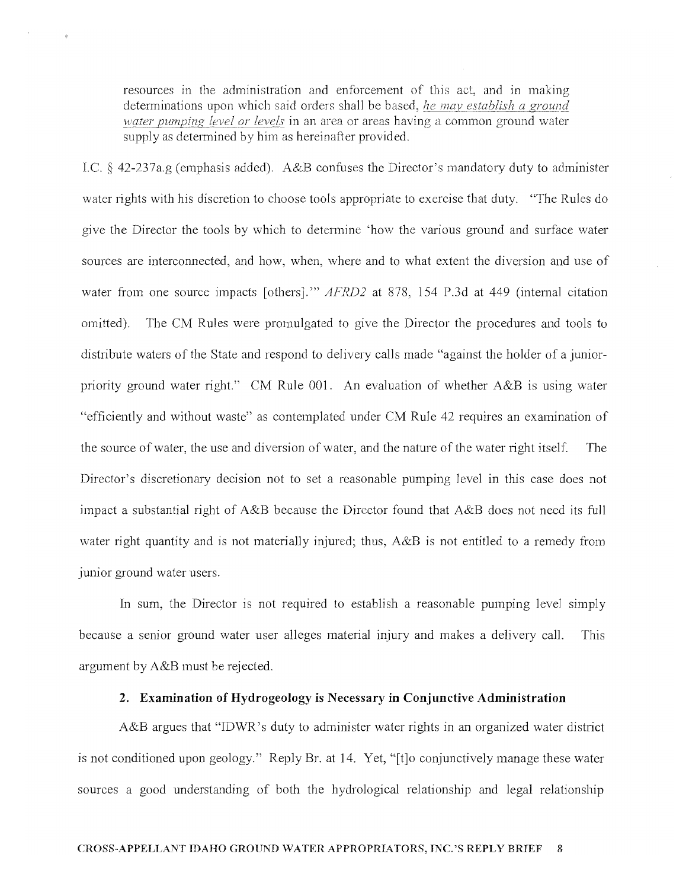resources in the administration and enforcement of this act, and in making determinations upon which said orders shall be based, *he may establish a ground water pumping level or levels* in an area or areas having a common ground water supply as determined by him as hereinafter provided.

I.C. § 42-237a.g (emphasis added). A&B confuses the Director's mandatory duty to administer water rights with his discretion to choose tools appropriate to exercise that duty. "The Rules do give the Director the tools by which to determine 'how the various ground and surface water sources are interconnected, and how, when, where and to what extent the diversion and use of water from one source impacts [others].'" *AFRD2* at 878, 154 P.3d at 449 (internal citation omitted). The CM Rules were promulgated to give the Director the procedures and tools to distribute waters of the State and respond to delivery calls made "against the holder of a junior-priority ground water right." CM Rule 001. An evaluation of whether A&B is using water "efficiently and without waste" as contemplated under CM Rule 42 requires an examination of the source of water, the use and diversion of water, and the nature of the water right itself. The Director's discretionary decision not to set a reasonable pumping level in this case does not impact a substantial right of A&B because the Director found that A&B does not need its full water right quantity and is not materially injured; thus, A&B is not entitled to a remedy from junior ground water users.

In sum, the Director is not required to establish a reasonable pumping level simply because a senior ground water user alleges material injury and makes a delivery call. This argument by A&B must be rejected.

### 2. Examination of Hydrogeology is Necessary in Conjunctive Administration

A&B argues that "IDWR's duty to administer water rights in an organized water district is not conditioned upon geology." Reply Br. at 14. Yet, "[t]o conjunctively manage these water sources a good understanding of both the hydrological relationship and legal relationship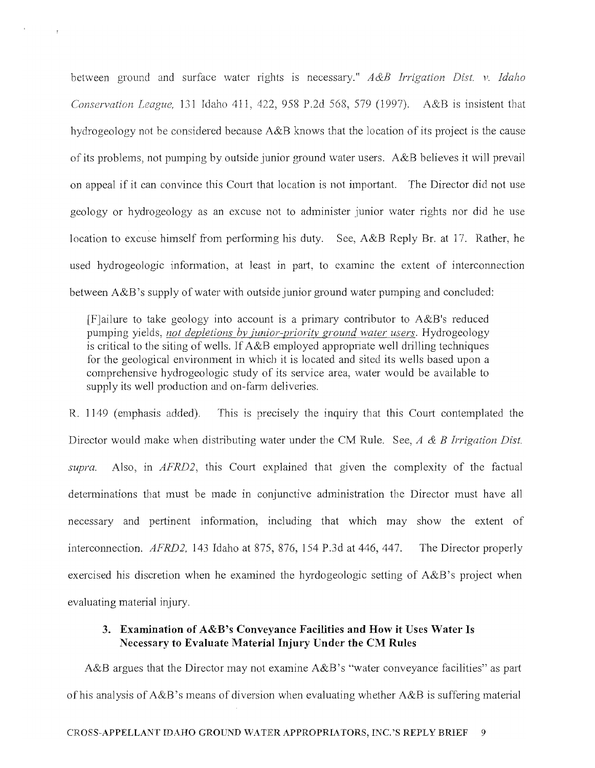between ground and surface water rights is necessary." *A&B Irrigation Dist. v. Idaho Conservation League*, 131 Idaho 411, 422, 958 P.2d 568, 579 (1997). A&B is insistent that hydrogeology not be considered because A&B knows that the location of its project is the cause of its problems, not pumping by outside junior ground water users. A&B believes it will prevail on appeal if it can convince this Court that location is not important. The Director did not use geology or hydrogeology as an excuse not to administer junior water rights nor did he use location to excuse himself from performing his duty. See, A&B Reply Br. at 17. Rather, he used hydrogeologic information, at least in part, to examine the extent of interconnection between A&B's supply of water with outside junior ground water pumping and concluded:

> [F]ailure to take geology into account is a primary contributor to A&B's reduced pumping yields, *not depletions by junior-priority ground water users*. Hydrogeology is critical to the siting of wells. If A&B employed appropriate well drilling techniques for the geological environment in which it is located and sited its wells based upon a comprehensive hydrogeologic study of its service area, water would be available to supply its well production and on-farm deliveries.

R. 1149 (emphasis added). This is precisely the inquiry that this Court contemplated the Director would make when distributing water under the CM Rule. See, *A & B Irrigation Dist. supra*. Also, in *AFRD2*, this Court explained that given the complexity of the factual determinations that must be made in conjunctive administration the Director must have all necessary and pertinent information, including that which may show the extent of interconnection. *AFRD2*, 143 Idaho at 875, 876, 154 P.3d at 446, 447. The Director properly exercised his discretion when he examined the hyrdogeologic setting of A&B's project when evaluating material injury.

### 3. Examination of A&B's Conveyance Facilities and How it Uses Water Is Necessary to Evaluate Material Injury Under the CM Rules

A&B argues that the Director may not examine A&B's "water conveyance facilities" as part of his analysis of A&B's means of diversion when evaluating whether A&B is suffering material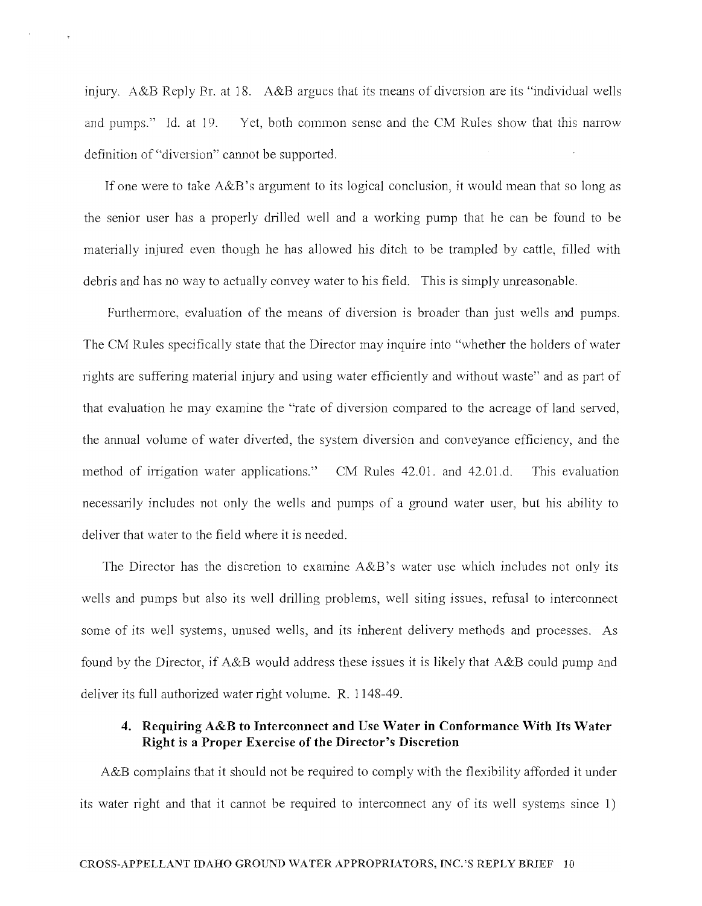injury. A&B Reply Br. at 18. A&B argues that its means of diversion are its "individual wells and pumps." Id. at 19. Yet, both common sense and the CM Rules show that this narrow definition of "diversion" cannot be supported.

If one were to take A&B's argument to its logical conclusion, it would mean that so long as the senior user has a properly drilled well and a working pump that he can be found to be materially injured even though he has allowed his ditch to be trampled by cattle, filled with debris and has no way to actually convey water to his field. This is simply unreasonable.

Furthermore, evaluation of the means of diversion is broader than just wells and pumps. The CM Rules specifically state that the Director may inquire into "whether the holders of water rights are suffering material injury and using water efficiently and without waste" and as part of that evaluation he may examine the "rate of diversion compared to the acreage of land served, the annual volume of water diverted, the system diversion and conveyance efficiency, and the method of irrigation water applications." CM Rules 42.01. and 42.01.d. This evaluation necessarily includes not only the wells and pumps of a ground water user, but his ability to deliver that water to the field where it is needed.

The Director has the discretion to examine A&B's water use which includes not only its wells and pumps but also its well drilling problems, well siting issues, refusal to interconnect some of its well systems, unused wells, and its inherent delivery methods and processes. As found by the Director, if A&B would address these issues it is likely that A&B could pump and deliver its full authorized water right volume. R. 1148-49.

### 4. Requiring A&B to Interconnect and Use Water in Conformance With Its Water Right is a Proper Exercise of the Director's Discretion

A&B complains that it should not be required to comply with the flexibility afforded it under its water right and that it cannot be required to interconnect any of its well systems since 1)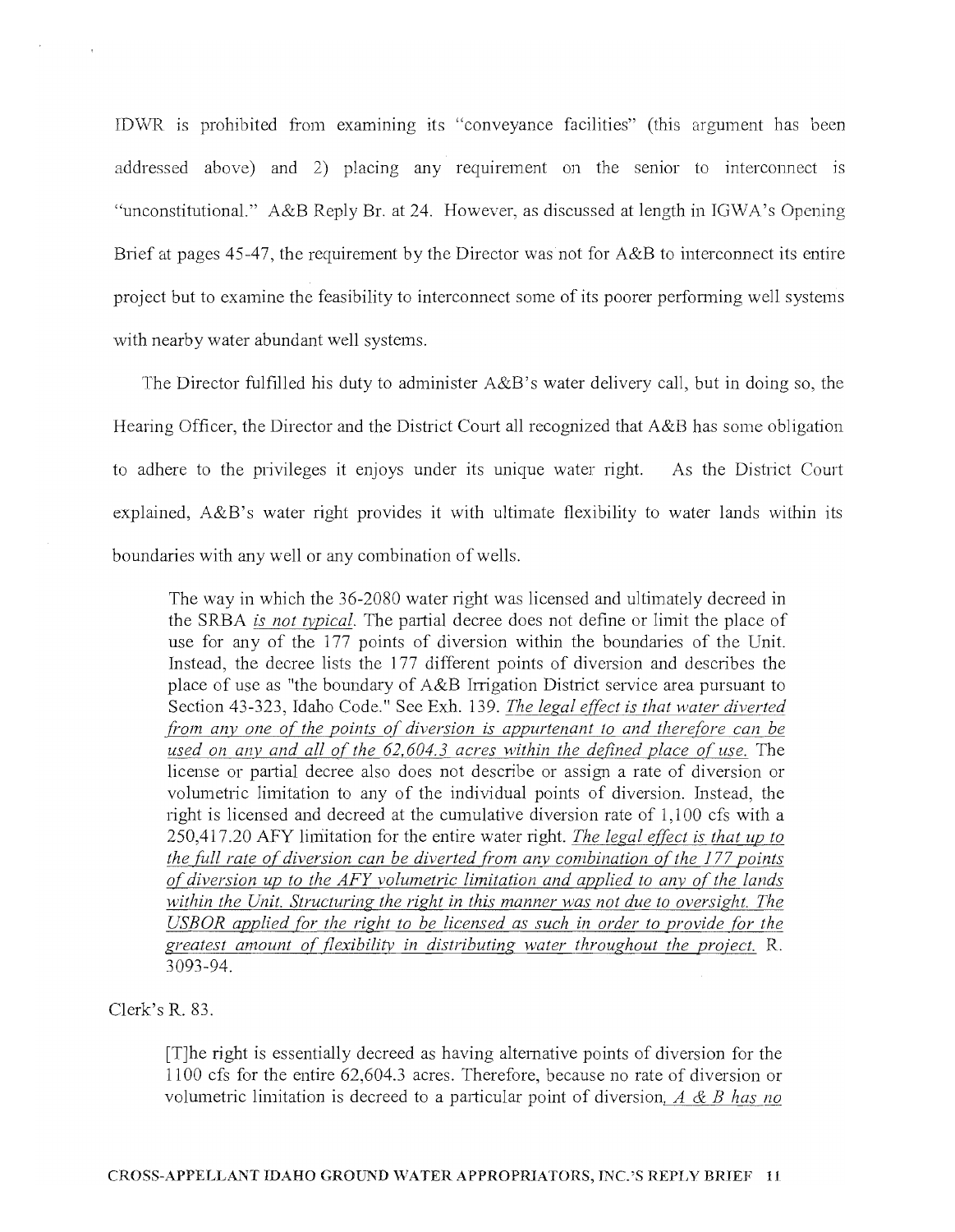IDWR is prohibited from examining its "conveyance facilities" (this argument has been addressed above) and 2) placing any requirement on the senior to interconnect is "unconstitutional." A&B Reply Br. at 24. However, as discussed at length in IGWA's Opening Brief at pages 45-47, the requirement by the Director was not for A&B to interconnect its entire project but to examine the feasibility to interconnect some of its poorer performing well systems with nearby water abundant well systems.

The Director fulfilled his duty to administer A&B's water delivery call, but in doing so, the Hearing Officer, the Director and the District Court all recognized that A&B has some obligation to adhere to the privileges it enjoys under its unique water right. As the District Court explained, A&B's water right provides it with ultimate flexibility to water lands within its boundaries with any well or any combination of wells.

> The way in which the 36-2080 water right was licensed and ultimately decreed in the SRBA *is not typical*. The partial decree does not define or limit the place of use for any of the 177 points of diversion within the boundaries of the Unit. Instead, the decree lists the 177 different points of diversion and describes the place of use as "the boundary of A&B Irrigation District service area pursuant to Section 43-323, Idaho Code." See Exh. 139. *The legal effect is that water diverted from any one of the points of diversion is appurtenant to and therefore can be used on any and all of the 62,604.3 acres within the defined place of use.* The license or partial decree also does not describe or assign a rate of diversion or volumetric limitation to any of the individual points of diversion. Instead, the right is licensed and decreed at the cumulative diversion rate of 1,100 cfs with a 250,417.20 AFY limitation for the entire water right. *The legal effect is that up to the full rate of diversion can be diverted from any combination of the 177 points of diversion up to the AFY volumetric limitation and applied to any of the lands within the Unit. Structuring the right in this manner was not due to oversight. The USBOR applied for the right to be licensed as such in order to provide for the greatest amount of flexibility in distributing water throughout the project.* R. 3093-94.

Clerk's R. 83.

> [T]he right is essentially decreed as having alternative points of diversion for the 1100 cfs for the entire 62,604.3 acres. Therefore, because no rate of diversion or volumetric limitation is decreed to a particular point of diversion, *A & B has no*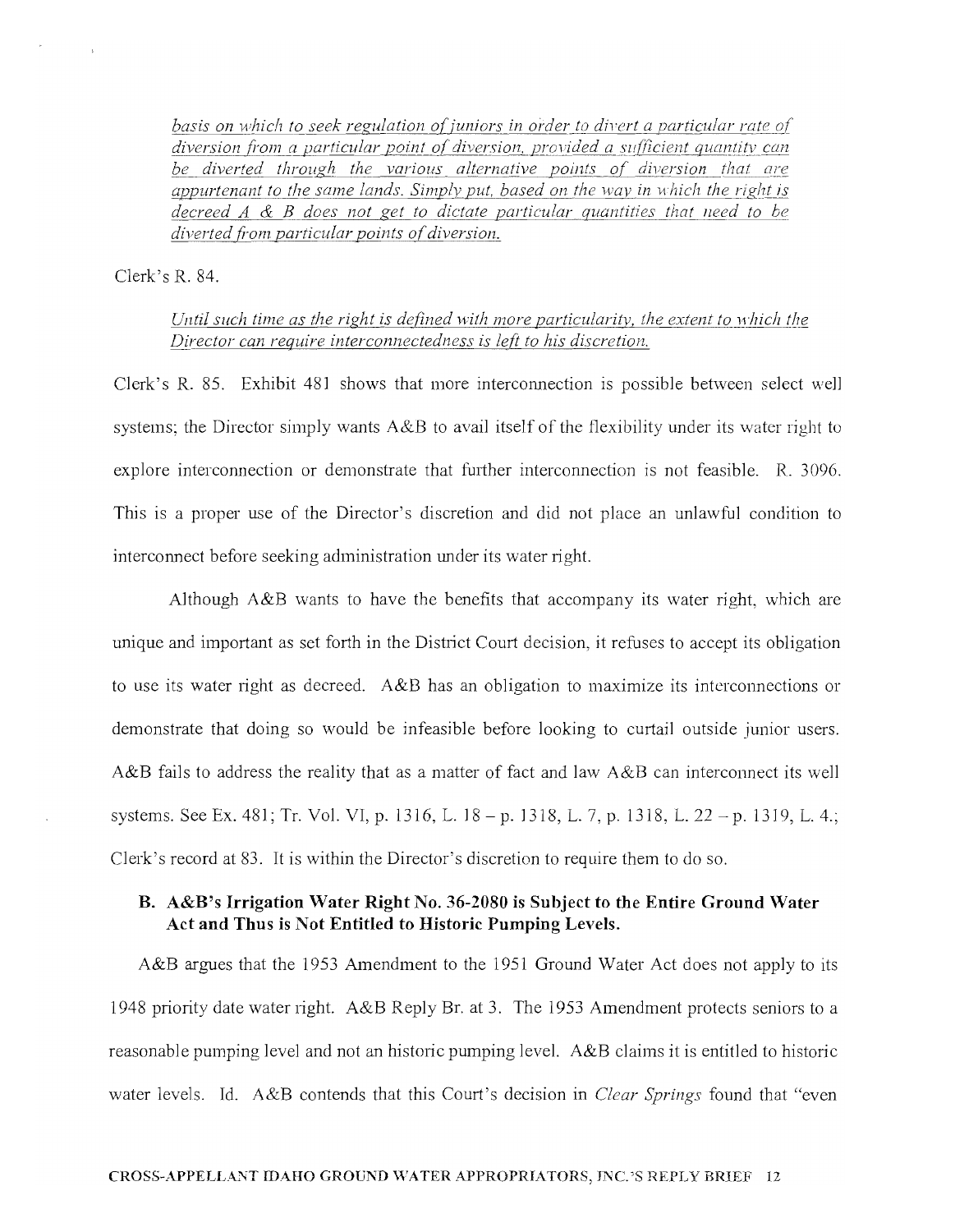*basis on which to seek regulation of juniors in order to divert a particular rate of diversion from a particular point of diversion, provided a sufficient quantity can be diverted through the various alternative points of diversion that are appurtenant to the same lands. Simply put, based on the way in which the right is decreed A & B does not get to dictate particular quantities that need to be diverted from particular points of diversion.*

Clerk's R. 84.

> *Until such time as the right is defined with more particularity, the extent to which the Director can require interconnectedness is left to his discretion.*

Clerk's R. 85. Exhibit 481 shows that more interconnection is possible between select well systems; the Director simply wants A&B to avail itself of the flexibility under its water right to explore interconnection or demonstrate that further interconnection is not feasible. R. 3096. This is a proper use of the Director's discretion and did not place an unlawful condition to interconnect before seeking administration under its water right.

Although A&B wants to have the benefits that accompany its water right, which are unique and important as set forth in the District Court decision, it refuses to accept its obligation to use its water right as decreed. A&B has an obligation to maximize its interconnections or demonstrate that doing so would be infeasible before looking to curtail outside junior users. A&B fails to address the reality that as a matter of fact and law A&B can interconnect its well systems. See Ex. 481; Tr. Vol. VI, p. 1316, L. 18 – p. 1318, L. 7, p. 1318, L. 22 – p. 1319, L. 4.; Clerk's record at 83. It is within the Director's discretion to require them to do so.

### B. A&B's Irrigation Water Right No. 36-2080 is Subject to the Entire Ground Water Act and Thus is Not Entitled to Historic Pumping Levels.

A&B argues that the 1953 Amendment to the 1951 Ground Water Act does not apply to its 1948 priority date water right. A&B Reply Br. at 3. The 1953 Amendment protects seniors to a reasonable pumping level and not an historic pumping level. A&B claims it is entitled to historic water levels. Id. A&B contends that this Court's decision in *Clear Springs* found that "even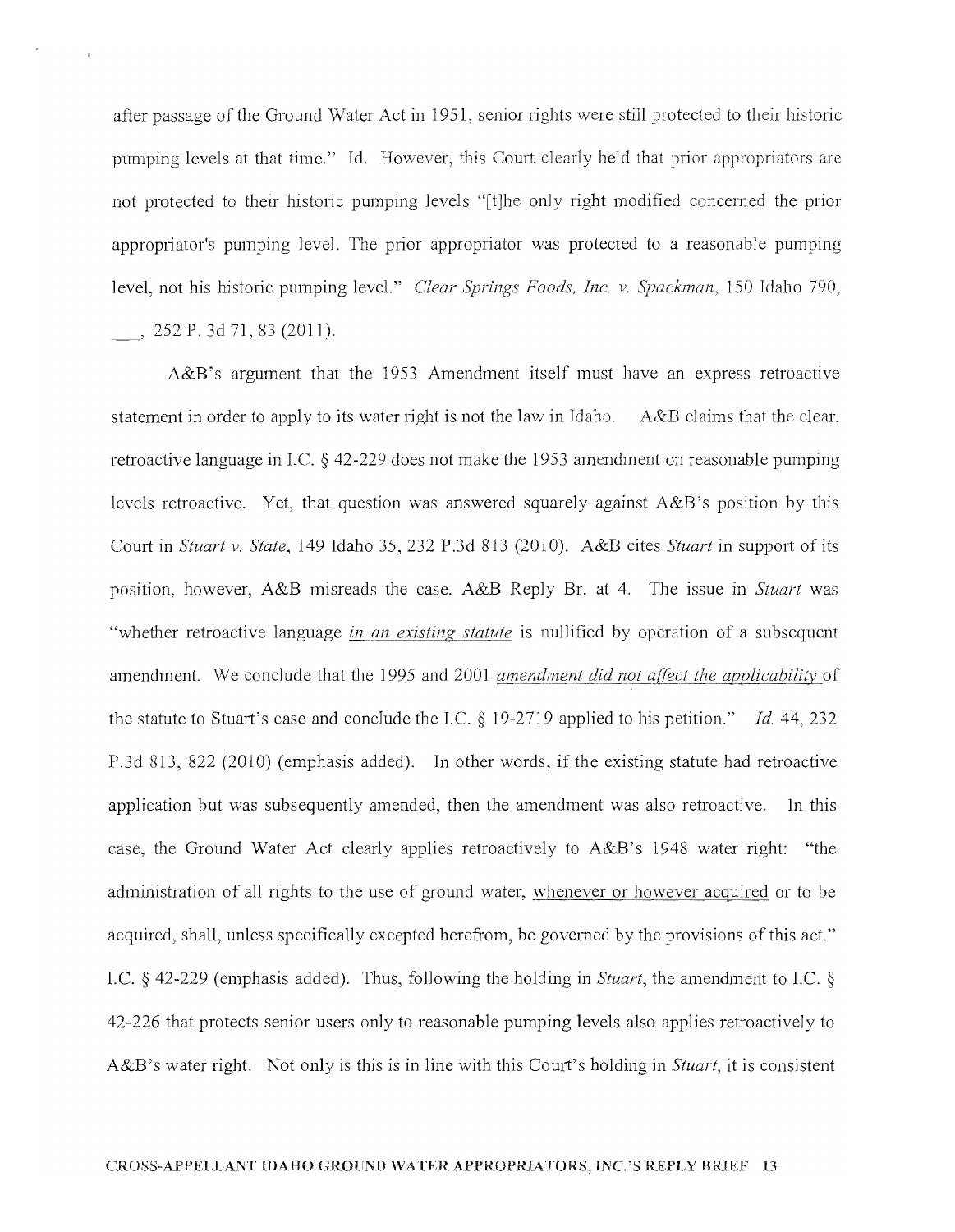after passage of the Ground Water Act in 1951, senior rights were still protected to their historic pumping levels at that time." Id. However, this Court clearly held that prior appropriators are not protected to their historic pumping levels "[t]he only right modified concerned the prior appropriator's pumping level. The prior appropriator was protected to a reasonable pumping level, not his historic pumping level." *Clear Springs Foods, Inc. v. Spackman*, 150 Idaho 790, ___, 252 P. 3d 71, 83 (2011).

A&B's argument that the 1953 Amendment itself must have an express retroactive statement in order to apply to its water right is not the law in Idaho. A&B claims that the clear, retroactive language in I.C. § 42-229 does not make the 1953 amendment on reasonable pumping levels retroactive. Yet, that question was answered squarely against A&B's position by this Court in *Stuart v. State*, 149 Idaho 35, 232 P.3d 813 (2010). A&B cites *Stuart* in support of its position, however, A&B misreads the case. A&B Reply Br. at 4. The issue in *Stuart* was "whether retroactive language *in an existing statute* is nullified by operation of a subsequent amendment. We conclude that the 1995 and 2001 *amendment did not affect the applicability* of the statute to Stuart's case and conclude the I.C. § 19-2719 applied to his petition." *Id.* 44, 232 P.3d 813, 822 (2010) (emphasis added). In other words, if the existing statute had retroactive application but was subsequently amended, then the amendment was also retroactive. In this case, the Ground Water Act clearly applies retroactively to A&B's 1948 water right: "the administration of all rights to the use of ground water, whenever or however acquired or to be acquired, shall, unless specifically excepted herefrom, be governed by the provisions of this act." I.C. § 42-229 (emphasis added). Thus, following the holding in *Stuart*, the amendment to I.C. § 42-226 that protects senior users only to reasonable pumping levels also applies retroactively to A&B's water right. Not only is this is in line with this Court's holding in *Stuart*, it is consistent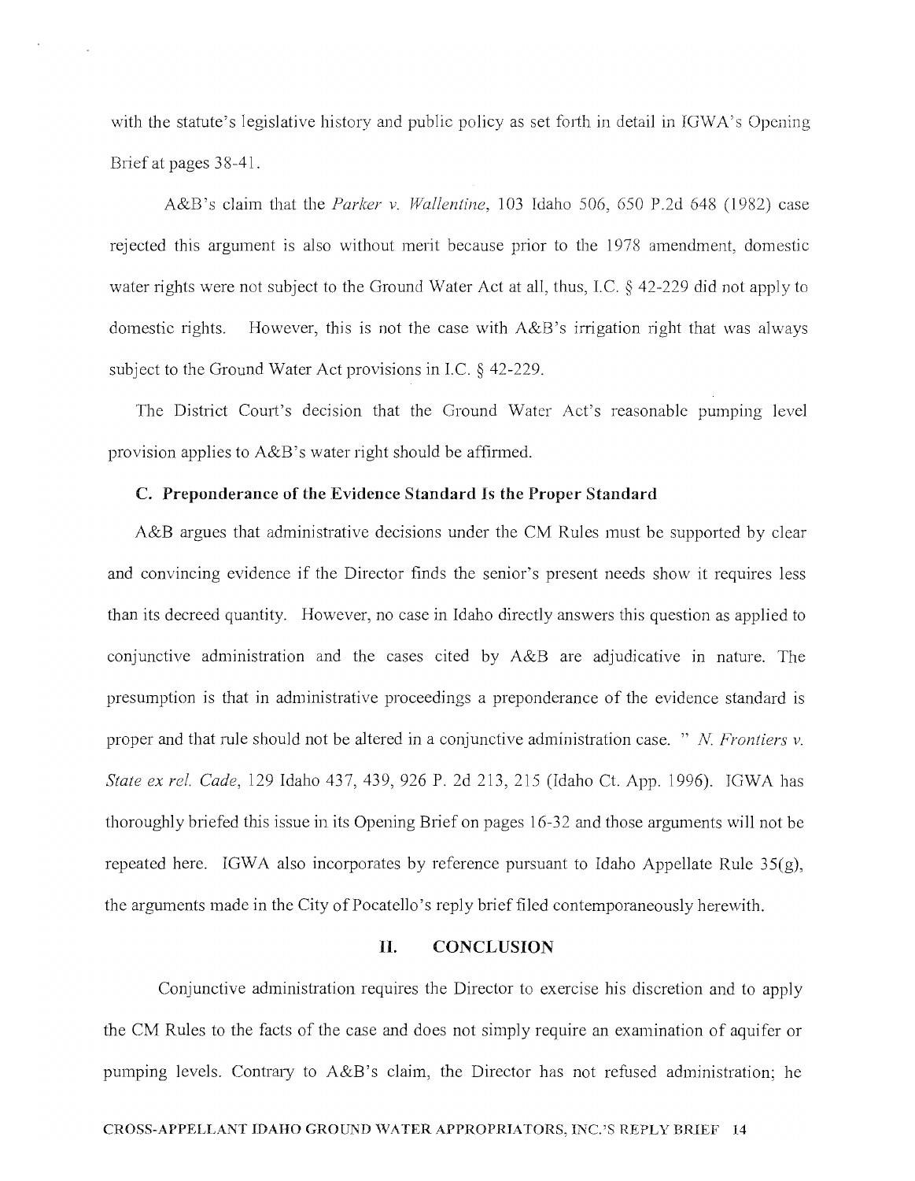with the statute's legislative history and public policy as set forth in detail in IGWA's Opening Brief at pages 38-41.

A&B's claim that the *Parker v. Wallentine*, 103 Idaho 506, 650 P.2d 648 (1982) case rejected this argument is also without merit because prior to the 1978 amendment, domestic water rights were not subject to the Ground Water Act at all, thus, I.C. § 42-229 did not apply to domestic rights. However, this is not the case with A&B's irrigation right that was always subject to the Ground Water Act provisions in I.C. § 42-229.

The District Court's decision that the Ground Water Act's reasonable pumping level provision applies to A&B's water right should be affirmed.

### C. Preponderance of the Evidence Standard Is the Proper Standard

A&B argues that administrative decisions under the CM Rules must be supported by clear and convincing evidence if the Director finds the senior's present needs show it requires less than its decreed quantity. However, no case in Idaho directly answers this question as applied to conjunctive administration and the cases cited by A&B are adjudicative in nature. The presumption is that in administrative proceedings a preponderance of the evidence standard is proper and that rule should not be altered in a conjunctive administration case. " *N. Frontiers v. State ex rel. Cade*, 129 Idaho 437, 439, 926 P. 2d 213, 215 (Idaho Ct. App. 1996). IGWA has thoroughly briefed this issue in its Opening Brief on pages 16-32 and those arguments will not be repeated here. IGWA also incorporates by reference pursuant to Idaho Appellate Rule 35(g), the arguments made in the City of Pocatello's reply brief filed contemporaneously herewith.

## II. CONCLUSION

Conjunctive administration requires the Director to exercise his discretion and to apply the CM Rules to the facts of the case and does not simply require an examination of aquifer or pumping levels. Contrary to A&B's claim, the Director has not refused administration; he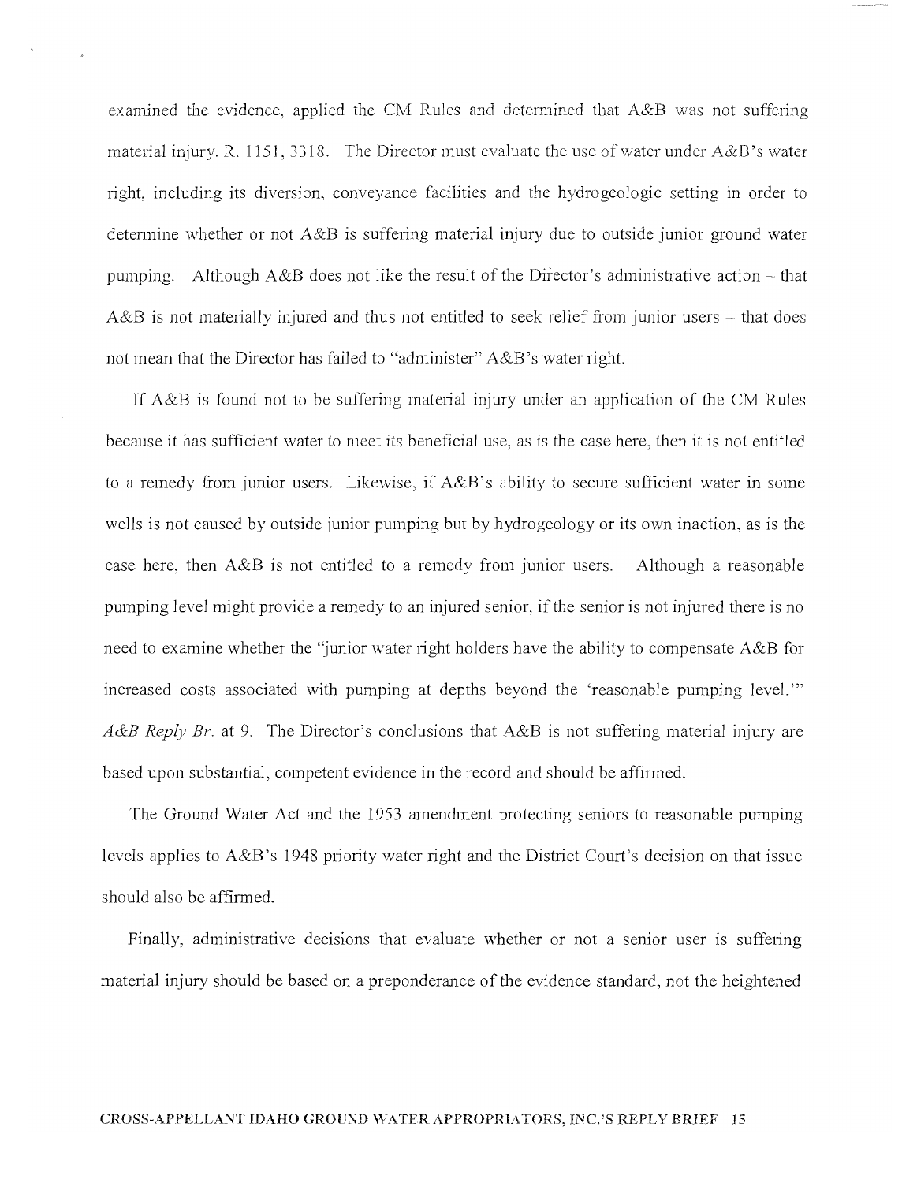examined the evidence, applied the CM Rules and determined that A&B was not suffering material injury. R. 1151, 3318. The Director must evaluate the use of water under A&B's water right, including its diversion, conveyance facilities and the hydrogeologic setting in order to determine whether or not A&B is suffering material injury due to outside junior ground water pumping. Although A&B does not like the result of the Director's administrative action – that A&B is not materially injured and thus not entitled to seek relief from junior users – that does not mean that the Director has failed to "administer" A&B's water right.

If A&B is found not to be suffering material injury under an application of the CM Rules because it has sufficient water to meet its beneficial use, as is the case here, then it is not entitled to a remedy from junior users. Likewise, if A&B's ability to secure sufficient water in some wells is not caused by outside junior pumping but by hydrogeology or its own inaction, as is the case here, then A&B is not entitled to a remedy from junior users. Although a reasonable pumping level might provide a remedy to an injured senior, if the senior is not injured there is no need to examine whether the "junior water right holders have the ability to compensate A&B for increased costs associated with pumping at depths beyond the 'reasonable pumping level.'" *A&B Reply Br.* at 9. The Director's conclusions that A&B is not suffering material injury are based upon substantial, competent evidence in the record and should be affirmed.

The Ground Water Act and the 1953 amendment protecting seniors to reasonable pumping levels applies to A&B's 1948 priority water right and the District Court's decision on that issue should also be affirmed.

Finally, administrative decisions that evaluate whether or not a senior user is suffering material injury should be based on a preponderance of the evidence standard, not the heightened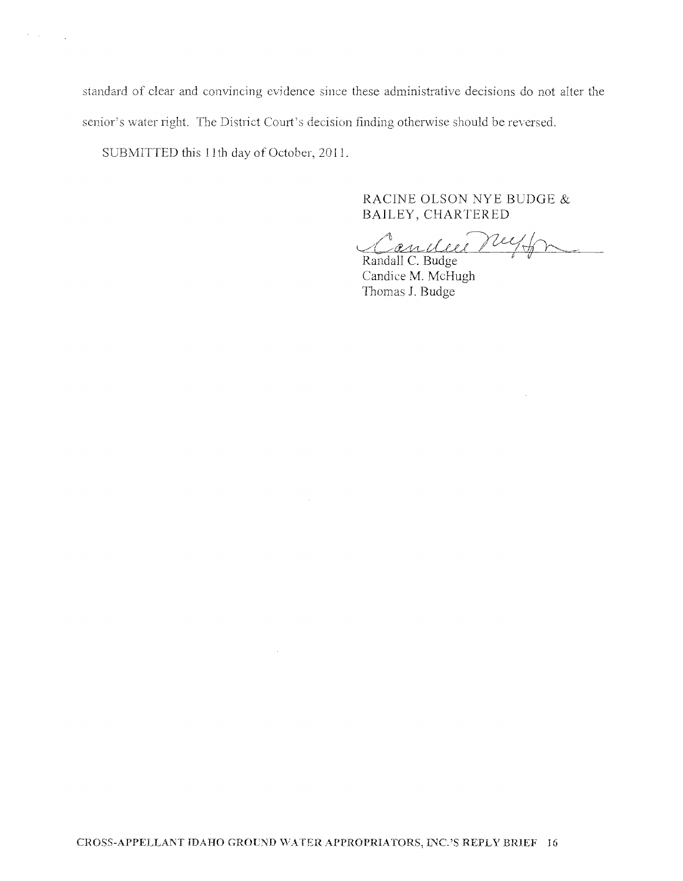standard of clear and convincing evidence since these administrative decisions do not alter the senior's water right. The District Court's decision finding otherwise should be reversed.

SUBMITTED this 11th day of October, 2011.

RACINE OLSON NYE BUDGE &
BAILEY, CHARTERED

Randall C. Budge
Candice M. McHugh
Thomas J. Budge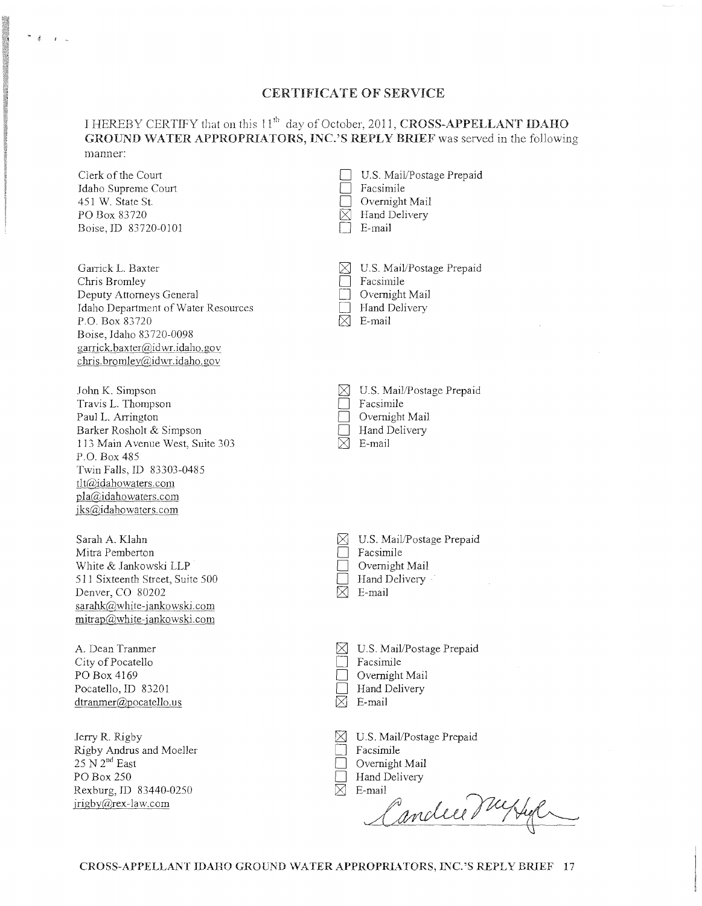## CERTIFICATE OF SERVICE

I HEREBY CERTIFY that on this 11th day of October, 2011, **CROSS-APPELLANT IDAHO GROUND WATER APPROPRIATORS, INC.'S REPLY BRIEF** was served in the following manner:

Clerk of the Court
Idaho Supreme Court
451 W. State St.
PO Box 83720
Boise, ID 83720-0101

- ☐ U.S. Mail/Postage Prepaid
- ☐ Facsimile
- ☐ Overnight Mail
- ☒ Hand Delivery
- ☐ E-mail

Garrick L. Baxter
Chris Bromley
Deputy Attorneys General
Idaho Department of Water Resources
P.O. Box 83720
Boise, Idaho 83720-0098
garrick.baxter@idwr.idaho.gov
chris.bromley@idwr.idaho.gov

- ☒ U.S. Mail/Postage Prepaid
- ☐ Facsimile
- ☐ Overnight Mail
- ☐ Hand Delivery
- ☒ E-mail

John K. Simpson
Travis L. Thompson
Paul L. Arrington
Barker Rosholt & Simpson
113 Main Avenue West, Suite 303
P.O. Box 485
Twin Falls, ID 83303-0485
tlt@idahowaters.com
pla@idahowaters.com
jks@idahowaters.com

- ☒ U.S. Mail/Postage Prepaid
- ☐ Facsimile
- ☐ Overnight Mail
- ☐ Hand Delivery
- ☒ E-mail

Sarah A. Klahn
Mitra Pemberton
White & Jankowski LLP
511 Sixteenth Street, Suite 500
Denver, CO 80202
sarahk@white-jankowski.com
mitrap@white-jankowski.com

- ☒ U.S. Mail/Postage Prepaid
- ☐ Facsimile
- ☐ Overnight Mail
- ☐ Hand Delivery
- ☒ E-mail

A. Dean Tranmer
City of Pocatello
PO Box 4169
Pocatello, ID 83201
dtranmer@pocatello.us

- ☒ U.S. Mail/Postage Prepaid
- ☐ Facsimile
- ☐ Overnight Mail
- ☐ Hand Delivery
- ☒ E-mail

Jerry R. Rigby
Rigby Andrus and Moeller
25 N 2nd East
PO Box 250
Rexburg, ID 83440-0250
jrigby@rex-law.com

- ☒ U.S. Mail/Postage Prepaid
- ☐ Facsimile
- ☐ Overnight Mail
- ☐ Hand Delivery
- ☒ E-mail

Candice McHugh